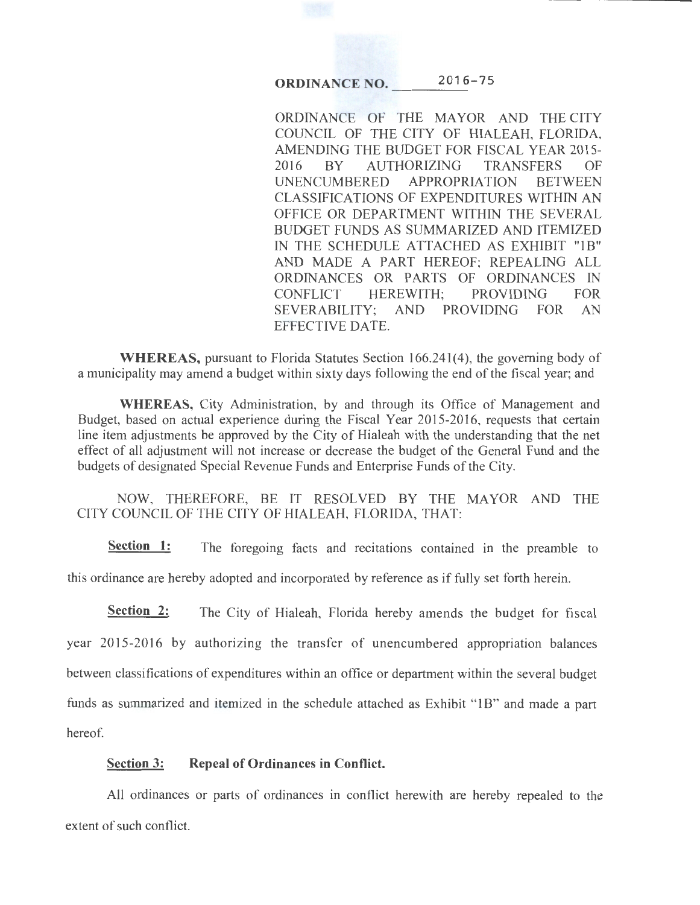# ORDINANCE NO. 2016-75

ORDINANCE OF THE MAYOR AND THE CITY COUNCIL OF THE CITY OF HIALEAH, FLORIDA, AMENDING THE BUDGET FOR FISCAL YEAR 2015-2016 BY AUTHORIZING TRANSFERS OF UNENCUMBERED APPROPRIATION BETWEEN CLASSIFICATIONS OF EXPENDITURES WITHIN AN OFFICE OR DEPARTMENT WITHIN THE SEVERAL BUDGET FUNDS AS SUMMARIZED AND ITEMIZED IN THE SCHEDULE ATTACHED AS EXHIBIT "1B" AND MADE A PART HEREOF; REPEALING ALL ORDINANCES OR PARTS OF ORDINANCES IN CONFLICT HEREWITH; PROVIDING FOR SEVERABILITY; AND PROVIDING FOR AN EFFECTIVE DATE.

**WHEREAS,** pursuant to Florida Statutes Section 166.241(4), the governing body of a municipality may amend a budget within sixty days following the end of the fiscal year; and

**WHEREAS,** City Administration, by and through its Office of Management and Budget, based on actual experience during the Fiscal Year 2015-2016, requests that certain line item adjustments be approved by the City of Hialeah with the understanding that the net effect of all adjustment will not increase or decrease the budget of the General Fund and the budgets of designated Special Revenue Funds and Enterprise Funds of the City.

NOW, THEREFORE, BE IT RESOLVED BY THE MAYOR AND THE CITY COUNCIL OF THE CITY OF HIALEAH, FLORIDA, THAT:

**Section 1:** The foregoing facts and recitations contained in the preamble to this ordinance are hereby adopted and incorporated by reference as if fully set forth herein.

**Section 2:** The City of Hialeah, Florida hereby amends the budget for fiscal year 2015-2016 by authorizing the transfer of unencumbered appropriation balances between classifications of expenditures within an office or department within the several budget funds as summarized and itemized in the schedule attached as Exhibit "1B" and made a part hereof.

**Section 3: Repeal of Ordinances in Conflict.**

All ordinances or parts of ordinances in conflict herewith are hereby repealed to the extent of such conflict.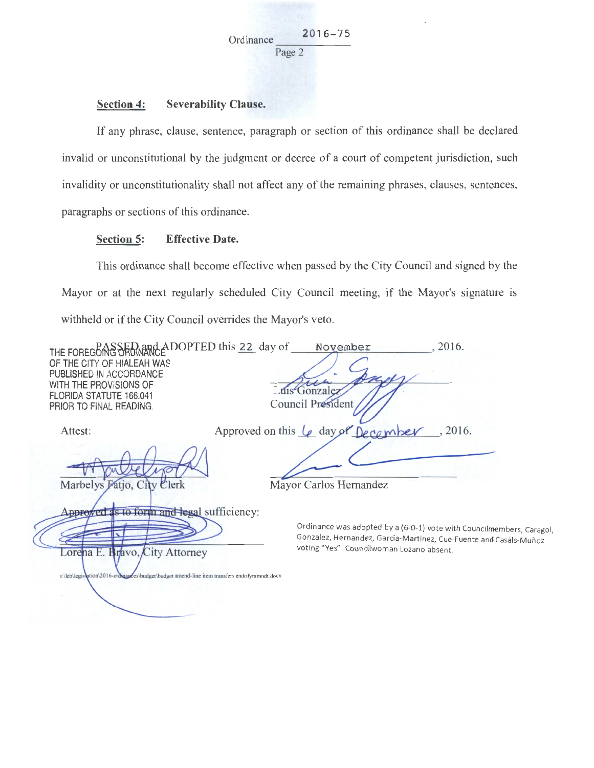Ordinance 2016-75
Page 2

**Section 4:** **Severability Clause.**

If any phrase, clause, sentence, paragraph or section of this ordinance shall be declared invalid or unconstitutional by the judgment or decree of a court of competent jurisdiction, such invalidity or unconstitutionality shall not affect any of the remaining phrases, clauses, sentences, paragraphs or sections of this ordinance.

**Section 5:** **Effective Date.**

This ordinance shall become effective when passed by the City Council and signed by the Mayor or at the next regularly scheduled City Council meeting, if the Mayor's signature is withheld or if the City Council overrides the Mayor's veto.

PASSED and ADOPTED this 22 day of November, 2016.

THE FOREGOING ORDINANCE OF THE CITY OF HIALEAH WAS PUBLISHED IN ACCORDANCE WITH THE PROVISIONS OF FLORIDA STATUTE 166.041 PRIOR TO FINAL READING.

Luis Gonzalez
Council President

Attest:

Approved on this 6 day of December, 2016.

Marbelys Fatjo, City Clerk

Mayor Carlos Hernandez

Approved as to form and legal sufficiency:

Lorena E. Bravo, City Attorney

s:\leb\legislation\2016-ordinances\budget\budget amend-line item transfers.endofyramndt.docx

Ordinance was adopted by a (6-0-1) vote with Councilmembers, Caragol, Gonzalez, Hernandez, Garcia-Martinez, Cue-Fuente and Casáls-Muñoz voting "Yes". Councilwoman Lozano absent.